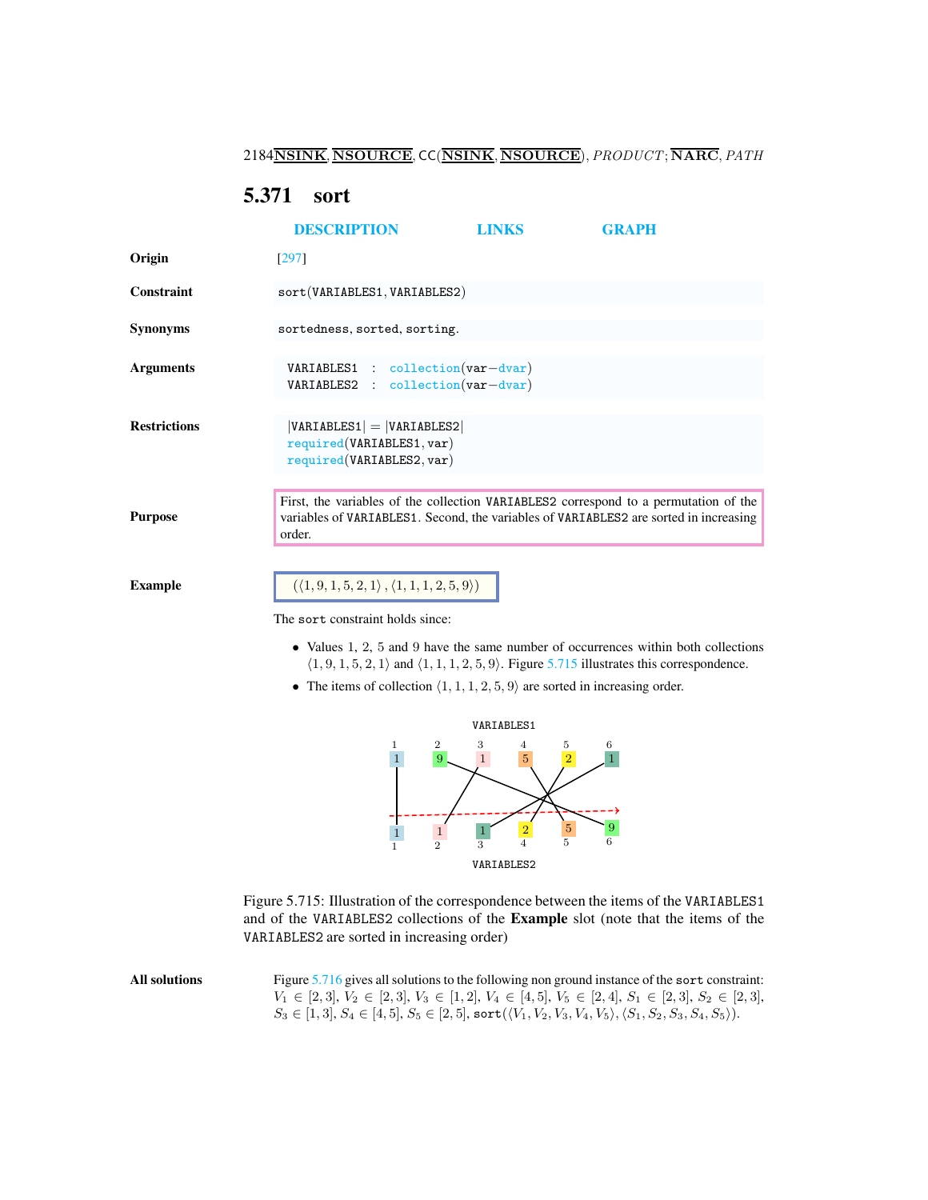## 5.371 sort

DESCRIPTION LINKS GRAPH

**Origin** [297]

**Constraint** `sort(VARIABLES1, VARIABLES2)`

**Synonyms** `sortedness`, `sorted`, `sorting`.

**Arguments**

```
VARIABLES1 : collection(var−dvar)
VARIABLES2 : collection(var−dvar)
```

**Restrictions**

```
|VARIABLES1| = |VARIABLES2|
required(VARIABLES1, var)
required(VARIABLES2, var)
```

**Purpose**

First, the variables of the collection VARIABLES2 correspond to a permutation of the variables of VARIABLES1. Second, the variables of VARIABLES2 are sorted in increasing order.

**Example**

$(\langle 1, 9, 1, 5, 2, 1\rangle, \langle 1, 1, 1, 2, 5, 9\rangle)$

The `sort` constraint holds since:

- Values 1, 2, 5 and 9 have the same number of occurrences within both collections $\langle 1, 9, 1, 5, 2, 1\rangle$ and $\langle 1, 1, 1, 2, 5, 9\rangle$. Figure 5.715 illustrates this correspondence.
- The items of collection $\langle 1, 1, 1, 2, 5, 9\rangle$ are sorted in increasing order.

Figure 5.715: Illustration of the correspondence between the items of the VARIABLES1 and of the VARIABLES2 collections of the **Example** slot (note that the items of the VARIABLES2 are sorted in increasing order)

**All solutions**

Figure 5.716 gives all solutions to the following non ground instance of the `sort` constraint: $V_1 \in [2, 3]$, $V_2 \in [2, 3]$, $V_3 \in [1, 2]$, $V_4 \in [4, 5]$, $V_5 \in [2, 4]$, $S_1 \in [2, 3]$, $S_2 \in [2, 3]$, $S_3 \in [1, 3]$, $S_4 \in [4, 5]$, $S_5 \in [2, 5]$, `sort`$(\langle V_1, V_2, V_3, V_4, V_5\rangle, \langle S_1, S_2, S_3, S_4, S_5\rangle)$.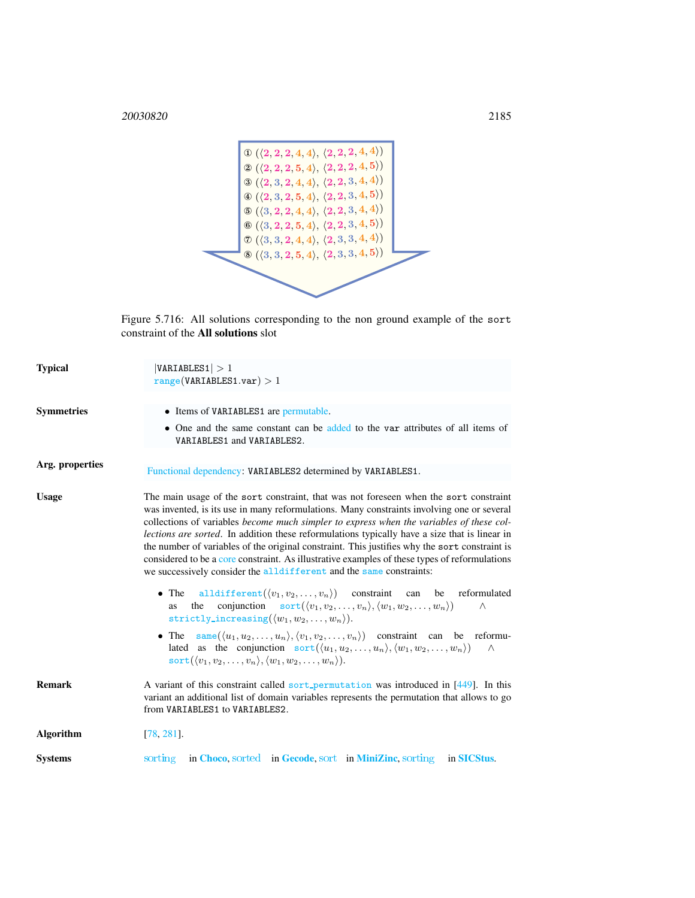① (⟨2, 2, 2, 4, 4⟩, ⟨2, 2, 2, 4, 4⟩)
② (⟨2, 2, 2, 5, 4⟩, ⟨2, 2, 2, 4, 5⟩)
③ (⟨2, 3, 2, 4, 4⟩, ⟨2, 2, 3, 4, 4⟩)
④ (⟨2, 3, 2, 5, 4⟩, ⟨2, 2, 3, 4, 5⟩)
⑤ (⟨3, 2, 2, 4, 4⟩, ⟨2, 2, 3, 4, 4⟩)
⑥ (⟨3, 2, 2, 5, 4⟩, ⟨2, 2, 3, 4, 5⟩)
⑦ (⟨3, 3, 2, 4, 4⟩, ⟨2, 3, 3, 4, 4⟩)
⑧ (⟨3, 3, 2, 5, 4⟩, ⟨2, 3, 3, 4, 5⟩)

Figure 5.716: All solutions corresponding to the non ground example of the `sort` constraint of the **All solutions** slot

**Typical**

$|\texttt{VARIABLES1}| > 1$
$\texttt{range}(\texttt{VARIABLES1.var}) > 1$

**Symmetries**

- Items of `VARIABLES1` are permutable.
- One and the same constant can be added to the `var` attributes of all items of `VARIABLES1` and `VARIABLES2`.

**Arg. properties**

Functional dependency: `VARIABLES2` determined by `VARIABLES1`.

**Usage**

The main usage of the `sort` constraint, that was not foreseen when the `sort` constraint was invented, is its use in many reformulations. Many constraints involving one or several collections of variables *become much simpler to express when the variables of these collections are sorted*. In addition these reformulations typically have a size that is linear in the number of variables of the original constraint. This justifies why the `sort` constraint is considered to be a core constraint. As illustrative examples of these types of reformulations we successively consider the `alldifferent` and the `same` constraints:

- The `alldifferent`$(\langle v_1, v_2, \ldots, v_n\rangle)$ constraint can be reformulated as the conjunction `sort`$(\langle v_1, v_2, \ldots, v_n\rangle, \langle w_1, w_2, \ldots, w_n\rangle)$ $\wedge$ `strictly_increasing`$(\langle w_1, w_2, \ldots, w_n\rangle)$.
- The `same`$(\langle u_1, u_2, \ldots, u_n\rangle, \langle v_1, v_2, \ldots, v_n\rangle)$ constraint can be reformulated as the conjunction `sort`$(\langle u_1, u_2, \ldots, u_n\rangle, \langle w_1, w_2, \ldots, w_n\rangle)$ $\wedge$ `sort`$(\langle v_1, v_2, \ldots, v_n\rangle, \langle w_1, w_2, \ldots, w_n\rangle)$.

**Remark**

A variant of this constraint called `sort_permutation` was introduced in [449]. In this variant an additional list of domain variables represents the permutation that allows to go from `VARIABLES1` to `VARIABLES2`.

**Algorithm**

[78, 281].

**Systems**

sorting in **Choco**, sorted in **Gecode**, sort in **MiniZinc**, sorting in **SICStus**.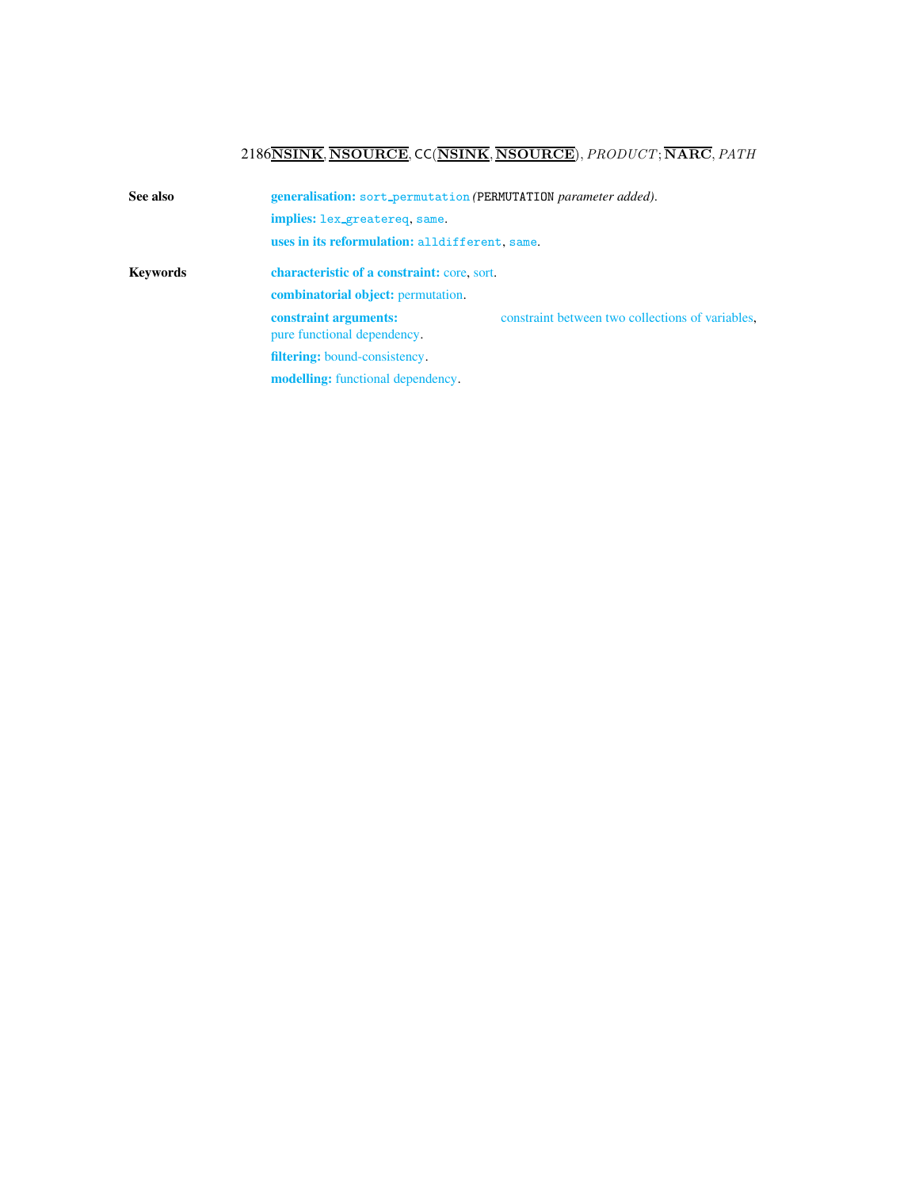**See also**

**generalisation:** sort_permutation *(PERMUTATION parameter added).*

**implies:** lex_greatereq, same.

**uses in its reformulation:** alldifferent, same.

**Keywords**

**characteristic of a constraint:** core, sort.

**combinatorial object:** permutation.

**constraint arguments:** constraint between two collections of variables, pure functional dependency.

**filtering:** bound-consistency.

**modelling:** functional dependency.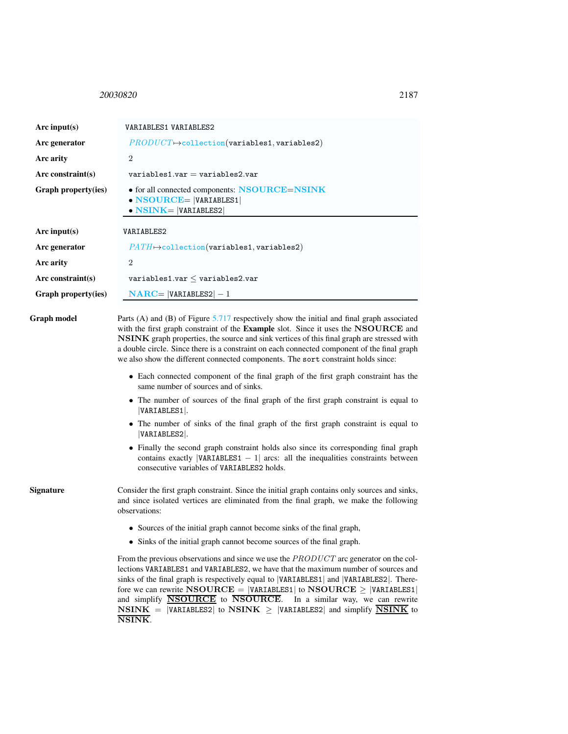| | |
|---|---|
| **Arc input(s)** | VARIABLES1 VARIABLES2 |
| **Arc generator** | $PRODUCT \mapsto$ collection(variables1, variables2) |
| **Arc arity** | 2 |
| **Arc constraint(s)** | variables1.var = variables2.var |
| **Graph property(ies)** | • for all connected components: **NSOURCE**=**NSINK** <br> • **NSOURCE**= \|VARIABLES1\| <br> • **NSINK**= \|VARIABLES2\| |

| | |
|---|---|
| **Arc input(s)** | VARIABLES2 |
| **Arc generator** | $PATH \mapsto$ collection(variables1, variables2) |
| **Arc arity** | 2 |
| **Arc constraint(s)** | variables1.var $\leq$ variables2.var |
| **Graph property(ies)** | **NARC**= \|VARIABLES2\| $-$ 1 |

**Graph model** Parts (A) and (B) of Figure 5.717 respectively show the initial and final graph associated with the first graph constraint of the **Example** slot. Since it uses the **NSOURCE** and **NSINK** graph properties, the source and sink vertices of this final graph are stressed with a double circle. Since there is a constraint on each connected component of the final graph we also show the different connected components. The sort constraint holds since:

- Each connected component of the final graph of the first graph constraint has the same number of sources and of sinks.
- The number of sources of the final graph of the first graph constraint is equal to |VARIABLES1|.
- The number of sinks of the final graph of the first graph constraint is equal to |VARIABLES2|.
- Finally the second graph constraint holds also since its corresponding final graph contains exactly |VARIABLES1 $-$ 1| arcs: all the inequalities constraints between consecutive variables of VARIABLES2 holds.

**Signature** Consider the first graph constraint. Since the initial graph contains only sources and sinks, and since isolated vertices are eliminated from the final graph, we make the following observations:

- Sources of the initial graph cannot become sinks of the final graph,
- Sinks of the initial graph cannot become sources of the final graph.

From the previous observations and since we use the $PRODUCT$ arc generator on the collections VARIABLES1 and VARIABLES2, we have that the maximum number of sources and sinks of the final graph is respectively equal to |VARIABLES1| and |VARIABLES2|. Therefore we can rewrite **NSOURCE** = |VARIABLES1| to **NSOURCE** $\geq$ |VARIABLES1| and simplify $\underline{\overline{\textbf{NSOURCE}}}$ to $\overline{\textbf{NSOURCE}}$. In a similar way, we can rewrite **NSINK** = |VARIABLES2| to **NSINK** $\geq$ |VARIABLES2| and simplify $\underline{\overline{\textbf{NSINK}}}$ to $\overline{\textbf{NSINK}}$.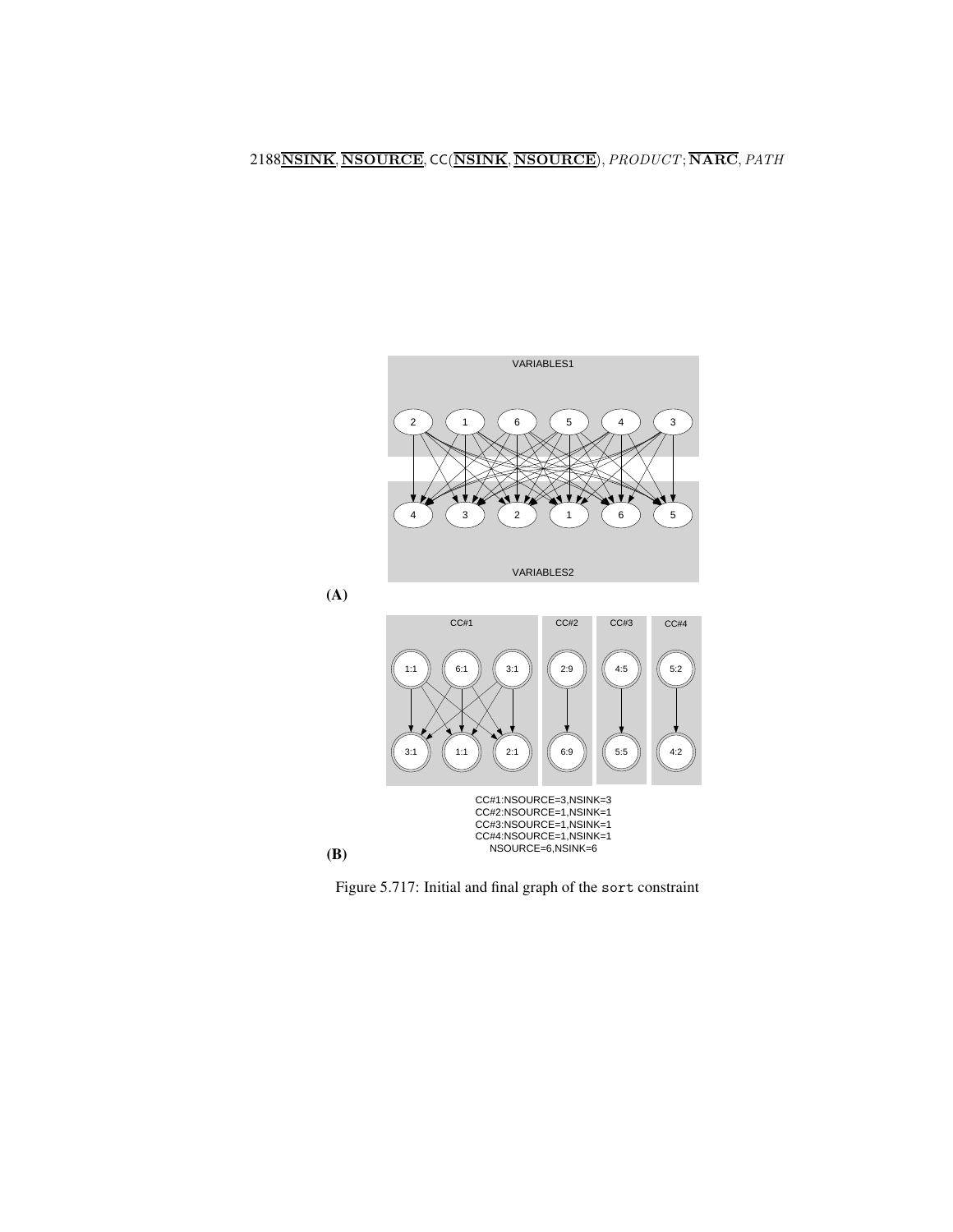**(A)**

**(B)**

Figure 5.717: Initial and final graph of the sort constraint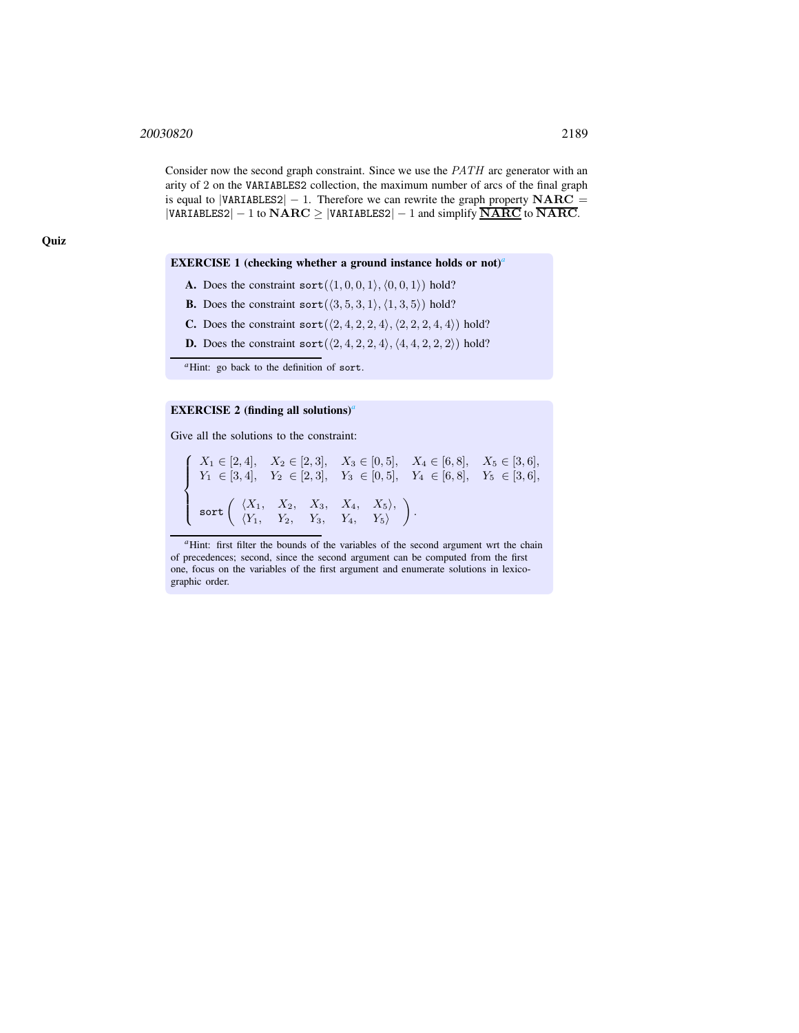Consider now the second graph constraint. Since we use the $PATH$ arc generator with an arity of 2 on the VARIABLES2 collection, the maximum number of arcs of the final graph is equal to $|\texttt{VARIABLES2}| - 1$. Therefore we can rewrite the graph property $\mathbf{NARC} = |\texttt{VARIABLES2}| - 1$ to $\mathbf{NARC} \geq |\texttt{VARIABLES2}| - 1$ and simplify $\underline{\overline{\mathbf{NARC}}}$ to $\overline{\mathbf{NARC}}$.

## Quiz

**EXERCISE 1 (checking whether a ground instance holds or not)**[a]

**A.** Does the constraint $\texttt{sort}(\langle 1,0,0,1\rangle, \langle 0,0,1\rangle)$ hold?

**B.** Does the constraint $\texttt{sort}(\langle 3,5,3,1\rangle, \langle 1,3,5\rangle)$ hold?

**C.** Does the constraint $\texttt{sort}(\langle 2,4,2,2,4\rangle, \langle 2,2,2,4,4\rangle)$ hold?

**D.** Does the constraint $\texttt{sort}(\langle 2,4,2,2,4\rangle, \langle 4,4,2,2,2\rangle)$ hold?

[a] Hint: go back to the definition of sort.

**EXERCISE 2 (finding all solutions)**[a]

Give all the solutions to the constraint:

$$
\left\{
\begin{array}{l}
X_1 \in [2,4], \quad X_2 \in [2,3], \quad X_3 \in [0,5], \quad X_4 \in [6,8], \quad X_5 \in [3,6], \\
Y_1 \in [3,4], \quad Y_2 \in [2,3], \quad Y_3 \in [0,5], \quad Y_4 \in [6,8], \quad Y_5 \in [3,6], \\
\\
\texttt{sort}\left( \begin{array}{l} \langle X_1, \quad X_2, \quad X_3, \quad X_4, \quad X_5\rangle, \\ \langle Y_1, \quad Y_2, \quad Y_3, \quad Y_4, \quad Y_5\rangle \end{array} \right).
\end{array}
\right.
$$

[a] Hint: first filter the bounds of the variables of the second argument wrt the chain of precedences; second, since the second argument can be computed from the first one, focus on the variables of the first argument and enumerate solutions in lexicographic order.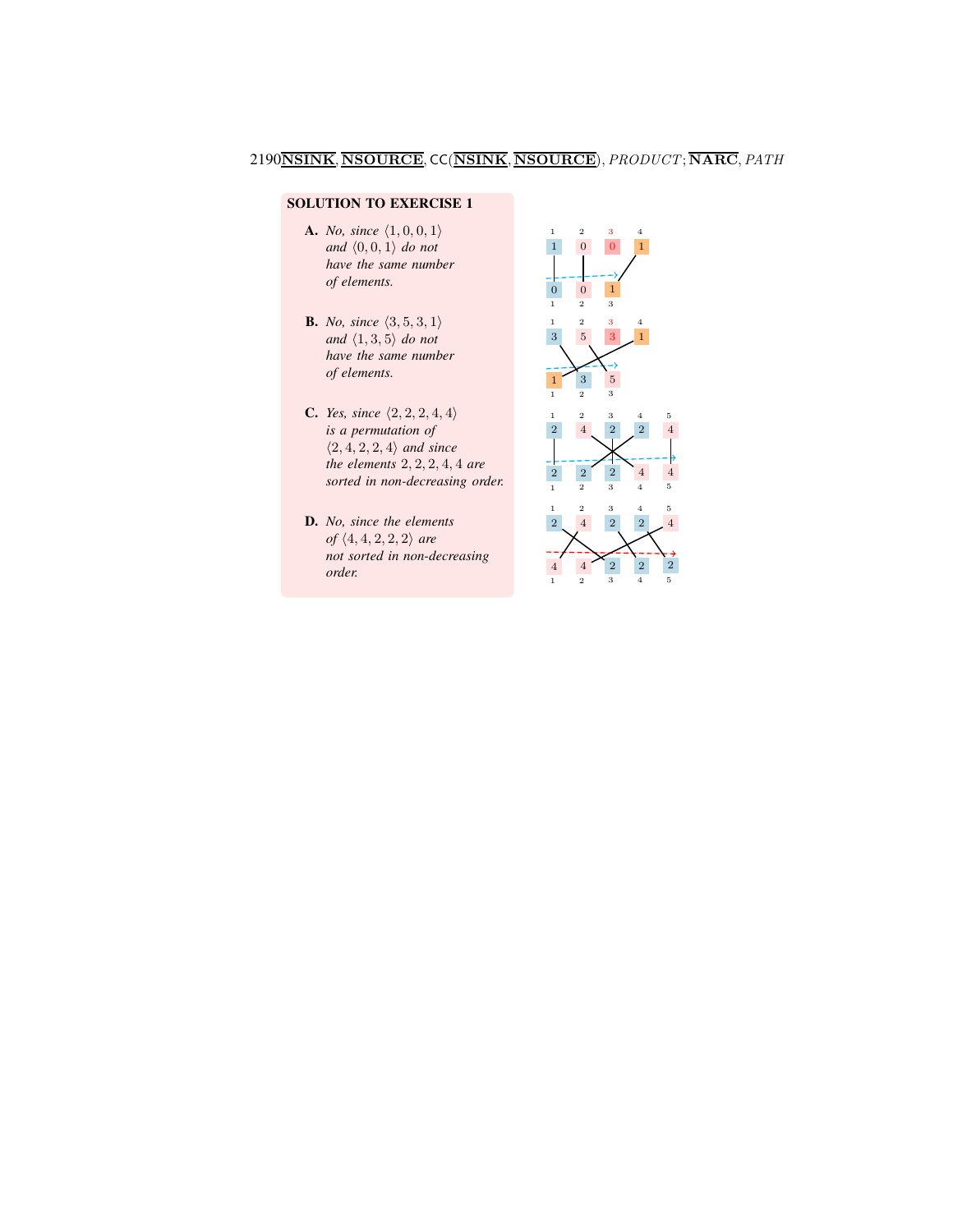**SOLUTION TO EXERCISE 1**

**A.** *No, since $\langle 1, 0, 0, 1\rangle$ and $\langle 0, 0, 1\rangle$ do not have the same number of elements.*

**B.** *No, since $\langle 3, 5, 3, 1\rangle$ and $\langle 1, 3, 5\rangle$ do not have the same number of elements.*

**C.** *Yes, since $\langle 2, 2, 2, 4, 4\rangle$ is a permutation of $\langle 2, 4, 2, 2, 4\rangle$ and since the elements $2, 2, 2, 4, 4$ are sorted in non-decreasing order.*

**D.** *No, since the elements of $\langle 4, 4, 2, 2, 2\rangle$ are not sorted in non-decreasing order.*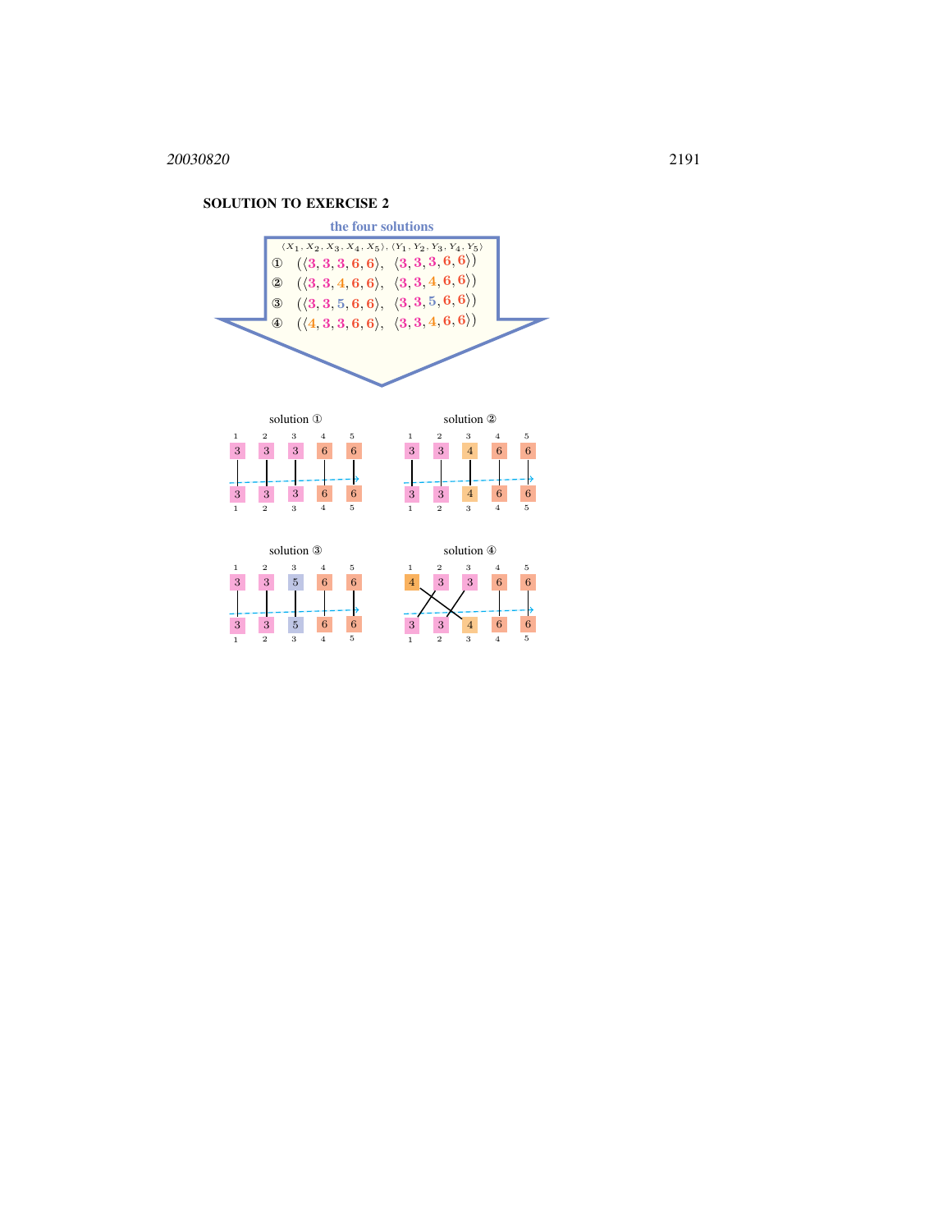## SOLUTION TO EXERCISE 2

**the four solutions**

$\langle X_1, X_2, X_3, X_4, X_5\rangle, \langle Y_1, Y_2, Y_3, Y_4, Y_5\rangle$

① $(\langle 3,3,3,6,6\rangle,\ \langle 3,3,3,6,6\rangle)$

② $(\langle 3,3,4,6,6\rangle,\ \langle 3,3,4,6,6\rangle)$

③ $(\langle 3,3,5,6,6\rangle,\ \langle 3,3,5,6,6\rangle)$

④ $(\langle 4,3,3,6,6\rangle,\ \langle 3,3,4,6,6\rangle)$

solution ①

1 2 3 4 5

3 3 3 6 6

3 3 3 6 6

1 2 3 4 5

solution ②

1 2 3 4 5

3 3 4 6 6

3 3 4 6 6

1 2 3 4 5

solution ③

1 2 3 4 5

3 3 5 6 6

3 3 5 6 6

1 2 3 4 5

solution ④

1 2 3 4 5

4 3 3 6 6

3 3 4 6 6

1 2 3 4 5